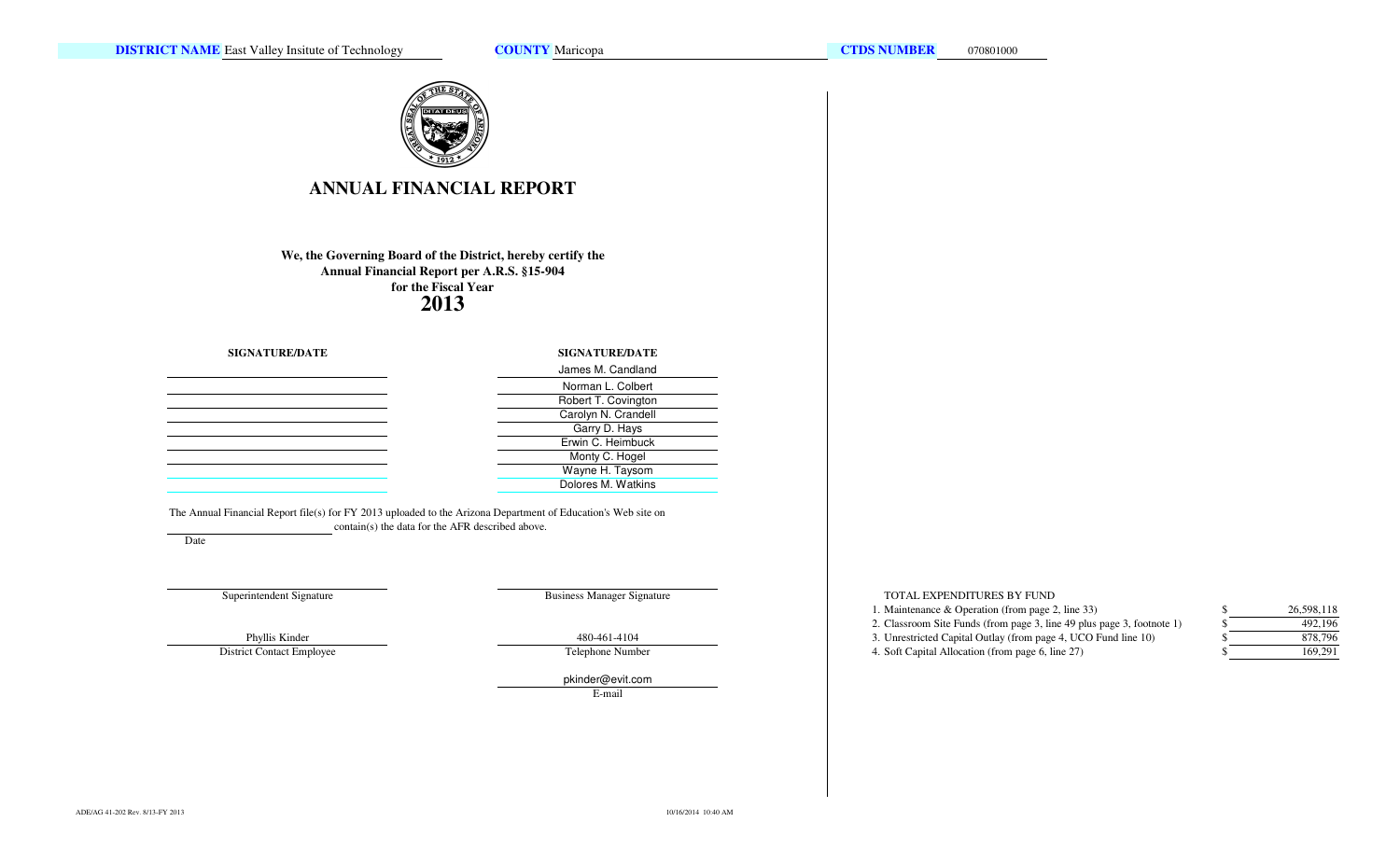**DISTRICT NAME** East Valley Insitute of Technology **COUNTY** Maricopa **CTDS NUMBER** 070801000

# ANNUAL FINANCIAL REPORT

**We, the Governing Board of the District, hereby certify the Annual Financial Report per A.R.S. §15-904 for the Fiscal Year**

**2013**

| SIGNATURE/DATE | SIGNATURE/DATE |
|---|---|
| | James M. Candland |
| | Norman L. Colbert |
| | Robert T. Covington |
| | Carolyn N. Crandell |
| | Garry D. Hays |
| | Erwin C. Heimbuck |
| | Monty C. Hogel |
| | Wayne H. Taysom |
| | Dolores M. Watkins |

The Annual Financial Report file(s) for FY 2013 uploaded to the Arizona Department of Education's Web site on ____________ contain(s) the data for the AFR described above.

Date

| | |
|---|---|
| Superintendent Signature | Business Manager Signature |
| Phyllis Kinder | 480-461-4104 |
| District Contact Employee | Telephone Number |
| | pkinder@evit.com |
| | E-mail |

TOTAL EXPENDITURES BY FUND

| | | |
|---|---|---|
| 1. Maintenance & Operation (from page 2, line 33) | $ | 26,598,118 |
| 2. Classroom Site Funds (from page 3, line 49 plus page 3, footnote 1) | $ | 492,196 |
| 3. Unrestricted Capital Outlay (from page 4, UCO Fund line 10) | $ | 878,796 |
| 4. Soft Capital Allocation (from page 6, line 27) | $ | 169,291 |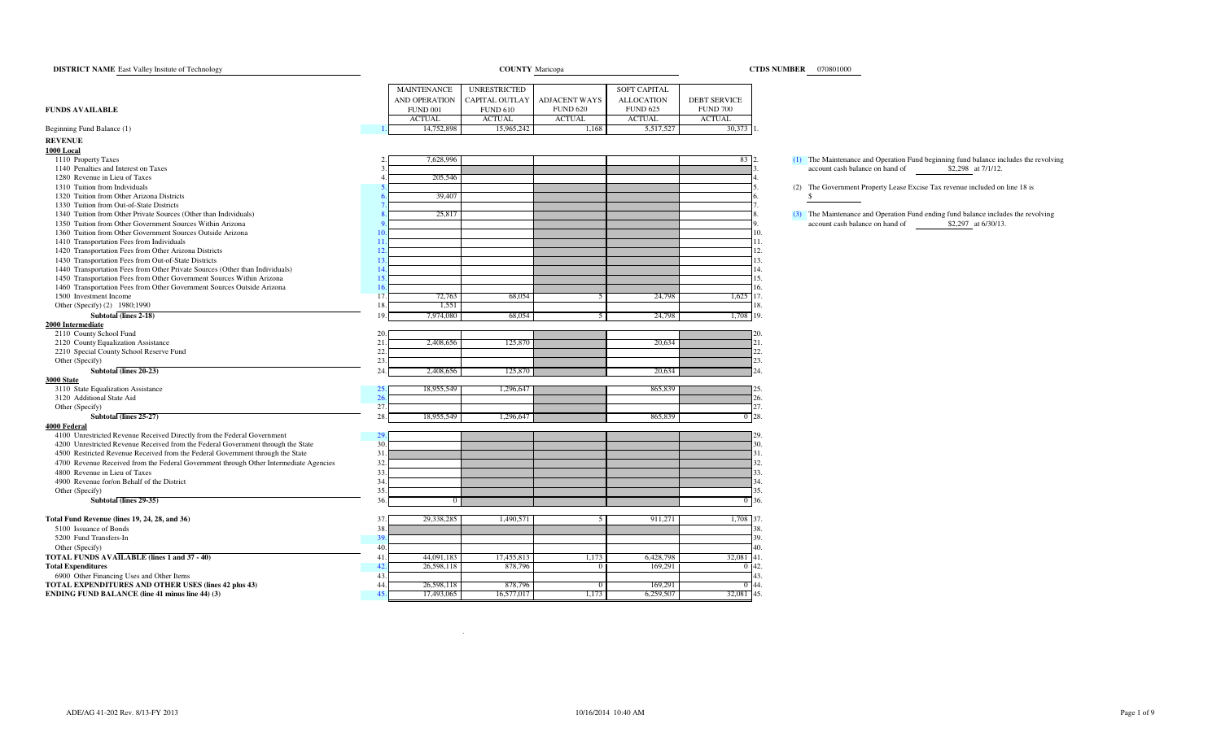**DISTRICT NAME** East Valley Insitute of Technology **COUNTY** Maricopa **CTDS NUMBER** 070801000

| FUNDS AVAILABLE | | MAINTENANCE AND OPERATION FUND 001 ACTUAL | UNRESTRICTED CAPITAL OUTLAY FUND 610 ACTUAL | ADJACENT WAYS FUND 620 ACTUAL | SOFT CAPITAL ALLOCATION FUND 625 ACTUAL | DEBT SERVICE FUND 700 ACTUAL | |
|---|---|---|---|---|---|---|---|
| Beginning Fund Balance (1) | 1. | 14,752,898 | 15,965,242 | 1,168 | 5,517,527 | 30,373 | 1. |
| **REVENUE** | | | | | | | |
| **1000 Local** | | | | | | | |
| 1110 Property Taxes | 2. | 7,628,996 | | | | 83 | 2. |
| 1140 Penalties and Interest on Taxes | 3. | | | | | | 3. |
| 1280 Revenue in Lieu of Taxes | 4. | 205,546 | | | | | 4. |
| 1310 Tuition from Individuals | 5. | | | | | | 5. |
| 1320 Tuition from Other Arizona Districts | 6. | 39,407 | | | | | 6. |
| 1330 Tuition from Out-of-State Districts | 7. | | | | | | 7. |
| 1340 Tuition from Other Private Sources (Other than Individuals) | 8. | 25,817 | | | | | 8. |
| 1350 Tuition from Other Government Sources Within Arizona | 9. | | | | | | 9. |
| 1360 Tuition from Other Government Sources Outside Arizona | 10. | | | | | | 10. |
| 1410 Transportation Fees from Individuals | 11. | | | | | | 11. |
| 1420 Transportation Fees from Other Arizona Districts | 12. | | | | | | 12. |
| 1430 Transportation Fees from Out-of-State Districts | 13. | | | | | | 13. |
| 1440 Transportation Fees from Other Private Sources (Other than Individuals) | 14. | | | | | | 14. |
| 1450 Transportation Fees from Other Government Sources Within Arizona | 15. | | | | | | 15. |
| 1460 Transportation Fees from Other Government Sources Outside Arizona | 16. | | | | | | 16. |
| 1500 Investment Income | 17. | 72,763 | 68,054 | 5 | 24,798 | 1,625 | 17. |
| Other (Specify) (2) 1980;1990 | 18. | 1,551 | | | | | 18. |
| **Subtotal (lines 2-18)** | 19. | 7,974,080 | 68,054 | 5 | 24,798 | 1,708 | 19. |
| **2000 Intermediate** | | | | | | | |
| 2110 County School Fund | 20. | | | | | | 20. |
| 2120 County Equalization Assistance | 21. | 2,408,656 | 125,870 | | 20,634 | | 21. |
| 2210 Special County School Reserve Fund | 22. | | | | | | 22. |
| Other (Specify) | 23. | | | | | | 23. |
| **Subtotal (lines 20-23)** | 24. | 2,408,656 | 125,870 | | 20,634 | | 24. |
| **3000 State** | | | | | | | |
| 3110 State Equalization Assistance | 25. | 18,955,549 | 1,296,647 | | 865,839 | | 25. |
| 3120 Additional State Aid | 26. | | | | | | 26. |
| Other (Specify) | 27. | | | | | | 27. |
| **Subtotal (lines 25-27)** | 28. | 18,955,549 | 1,296,647 | | 865,839 | 0 | 28. |
| **4000 Federal** | | | | | | | |
| 4100 Unrestricted Revenue Received Directly from the Federal Government | 29. | | | | | | 29. |
| 4200 Unrestricted Revenue Received from the Federal Government through the State | 30. | | | | | | 30. |
| 4500 Restricted Revenue Received from the Federal Government through the State | 31. | | | | | | 31. |
| 4700 Revenue Received from the Federal Government through Other Intermediate Agencies | 32. | | | | | | 32. |
| 4800 Revenue in Lieu of Taxes | 33. | | | | | | 33. |
| 4900 Revenue for/on Behalf of the District | 34. | | | | | | 34. |
| Other (Specify) | 35. | | | | | | 35. |
| **Subtotal (lines 29-35)** | 36. | 0 | | | | 0 | 36. |
| **Total Fund Revenue (lines 19, 24, 28, and 36)** | 37. | 29,338,285 | 1,490,571 | 5 | 911,271 | 1,708 | 37. |
| 5100 Issuance of Bonds | 38. | | | | | | 38. |
| 5200 Fund Transfers-In | 39. | | | | | | 39. |
| Other (Specify) | 40. | | | | | | 40. |
| **TOTAL FUNDS AVAILABLE (lines 1 and 37 - 40)** | 41. | 44,091,183 | 17,455,813 | 1,173 | 6,428,798 | 32,081 | 41. |
| **Total Expenditures** | 42. | 26,598,118 | 878,796 | 0 | 169,291 | 0 | 42. |
| 6900 Other Financing Uses and Other Items | 43. | | | | | | 43. |
| **TOTAL EXPENDITURES AND OTHER USES (lines 42 plus 43)** | 44. | 26,598,118 | 878,796 | 0 | 169,291 | 0 | 44. |
| **ENDING FUND BALANCE (line 41 minus line 44) (3)** | 45. | 17,493,065 | 16,577,017 | 1,173 | 6,259,507 | 32,081 | 45. |

(1) The Maintenance and Operation Fund beginning fund balance includes the revolving account cash balance on hand of $2,298 at 7/1/12.

(2) The Government Property Lease Excise Tax revenue included on line 18 is $

(3) The Maintenance and Operation Fund ending fund balance includes the revolving account cash balance on hand of $2,297 at 6/30/13.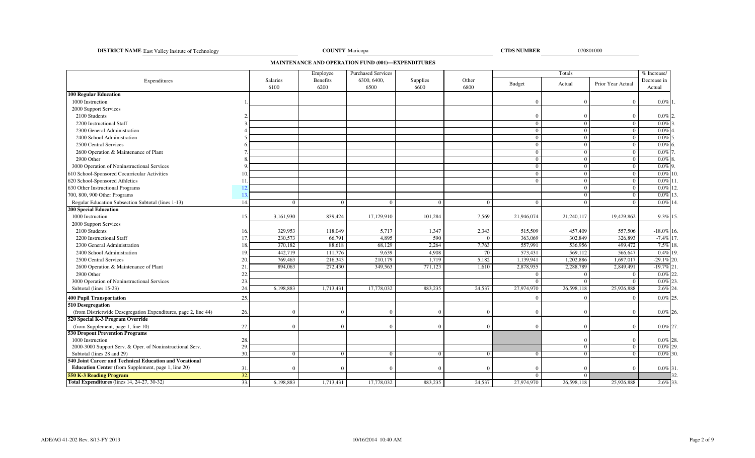**DISTRICT NAME** East Valley Insitute of Technology **COUNTY** Maricopa **CTDS NUMBER** 070801000

## MAINTENANCE AND OPERATION FUND (001)—EXPENDITURES

| Expenditures | | Salaries 6100 | Employee Benefits 6200 | Purchased Services 6300, 6400, 6500 | Supplies 6600 | Other 6800 | Totals Budget | Actual | Prior Year Actual | % Increase/ Decrease in Actual | |
|---|---|---|---|---|---|---|---|---|---|---|---|
| **100 Regular Education** | | | | | | | | | | | |
| 1000 Instruction | 1. | | | | | | 0 | 0 | 0 | 0.0% | 1. |
| 2000 Support Services | | | | | | | | | | | |
| 2100 Students | 2. | | | | | | 0 | 0 | 0 | 0.0% | 2. |
| 2200 Instructional Staff | 3. | | | | | | 0 | 0 | 0 | 0.0% | 3. |
| 2300 General Administration | 4. | | | | | | 0 | 0 | 0 | 0.0% | 4. |
| 2400 School Administration | 5. | | | | | | 0 | 0 | 0 | 0.0% | 5. |
| 2500 Central Services | 6. | | | | | | 0 | 0 | 0 | 0.0% | 6. |
| 2600 Operation & Maintenance of Plant | 7. | | | | | | 0 | 0 | 0 | 0.0% | 7. |
| 2900 Other | 8. | | | | | | 0 | 0 | 0 | 0.0% | 8. |
| 3000 Operation of Noninstructional Services | 9. | | | | | | 0 | 0 | 0 | 0.0% | 9. |
| 610 School-Sponsored Cocurricular Activities | 10. | | | | | | 0 | 0 | 0 | 0.0% | 10. |
| 620 School-Sponsored Athletics | 11. | | | | | | 0 | 0 | 0 | 0.0% | 11. |
| 630 Other Instructional Programs | 12. | | | | | | | 0 | 0 | 0.0% | 12. |
| 700, 800, 900 Other Programs | 13. | | | | | | | 0 | 0 | 0.0% | 13. |
| Regular Education Subsection Subtotal (lines 1-13) | 14. | 0 | 0 | 0 | 0 | 0 | 0 | 0 | 0 | 0.0% | 14. |
| **200 Special Education** | | | | | | | | | | | |
| 1000 Instruction | 15. | 3,161,930 | 839,424 | 17,129,910 | 101,284 | 7,569 | 21,946,074 | 21,240,117 | 19,429,862 | 9.3% | 15. |
| 2000 Support Services | | | | | | | | | | | |
| 2100 Students | 16. | 329,953 | 118,049 | 5,717 | 1,347 | 2,343 | 515,509 | 457,409 | 557,506 | -18.0% | 16. |
| 2200 Instructional Staff | 17. | 230,573 | 66,791 | 4,895 | 590 | 0 | 363,069 | 302,849 | 326,893 | -7.4% | 17. |
| 2300 General Administration | 18. | 370,182 | 88,618 | 68,129 | 2,264 | 7,763 | 557,991 | 536,956 | 499,472 | 7.5% | 18. |
| 2400 School Administration | 19. | 442,719 | 111,776 | 9,639 | 4,908 | 70 | 573,431 | 569,112 | 566,647 | 0.4% | 19. |
| 2500 Central Services | 20. | 769,463 | 216,343 | 210,179 | 1,719 | 5,182 | 1,139,941 | 1,202,886 | 1,697,017 | -29.1% | 20. |
| 2600 Operation & Maintenance of Plant | 21. | 894,063 | 272,430 | 349,563 | 771,123 | 1,610 | 2,878,955 | 2,288,789 | 2,849,491 | -19.7% | 21. |
| 2900 Other | 22. | | | | | | 0 | 0 | 0 | 0.0% | 22. |
| 3000 Operation of Noninstructional Services | 23. | | | | | | 0 | 0 | 0 | 0.0% | 23. |
| Subtotal (lines 15-23) | 24. | 6,198,883 | 1,713,431 | 17,778,032 | 883,235 | 24,537 | 27,974,970 | 26,598,118 | 25,926,888 | 2.6% | 24. |
| **400 Pupil Transportation** | 25. | | | | | | 0 | 0 | 0 | 0.0% | 25. |
| **510 Desegregation** | | | | | | | | | | | |
| (from Districtwide Desegregation Expenditures, page 2, line 44) | 26. | 0 | 0 | 0 | 0 | 0 | 0 | 0 | 0 | 0.0% | 26. |
| **520 Special K-3 Program Override** | | | | | | | | | | | |
| (from Supplement, page 1, line 10) | 27. | 0 | 0 | 0 | 0 | 0 | 0 | 0 | 0 | 0.0% | 27. |
| **530 Dropout Prevention Programs** | | | | | | | | | | | |
| 1000 Instruction | 28. | | | | | | | 0 | 0 | 0.0% | 28. |
| 2000-3000 Support Serv. & Oper. of Noninstructional Serv. | 29. | | | | | | | 0 | 0 | 0.0% | 29. |
| Subtotal (lines 28 and 29) | 30. | 0 | 0 | 0 | 0 | 0 | 0 | 0 | 0 | 0.0% | 30. |
| **540 Joint Career and Technical Education and Vocational Education Center** (from Supplement, page 1, line 20) | 31. | 0 | 0 | 0 | 0 | 0 | 0 | 0 | 0 | 0.0% | 31. |
| **550 K-3 Reading Program** | 32. | | | | | | 0 | 0 | | | 32. |
| **Total Expenditures** (lines 14, 24-27, 30-32) | 33. | 6,198,883 | 1,713,431 | 17,778,032 | 883,235 | 24,537 | 27,974,970 | 26,598,118 | 25,926,888 | 2.6% | 33. |

ADE/AG 41-202 Rev. 8/13-FY 2013 10/16/2014 10:40 AM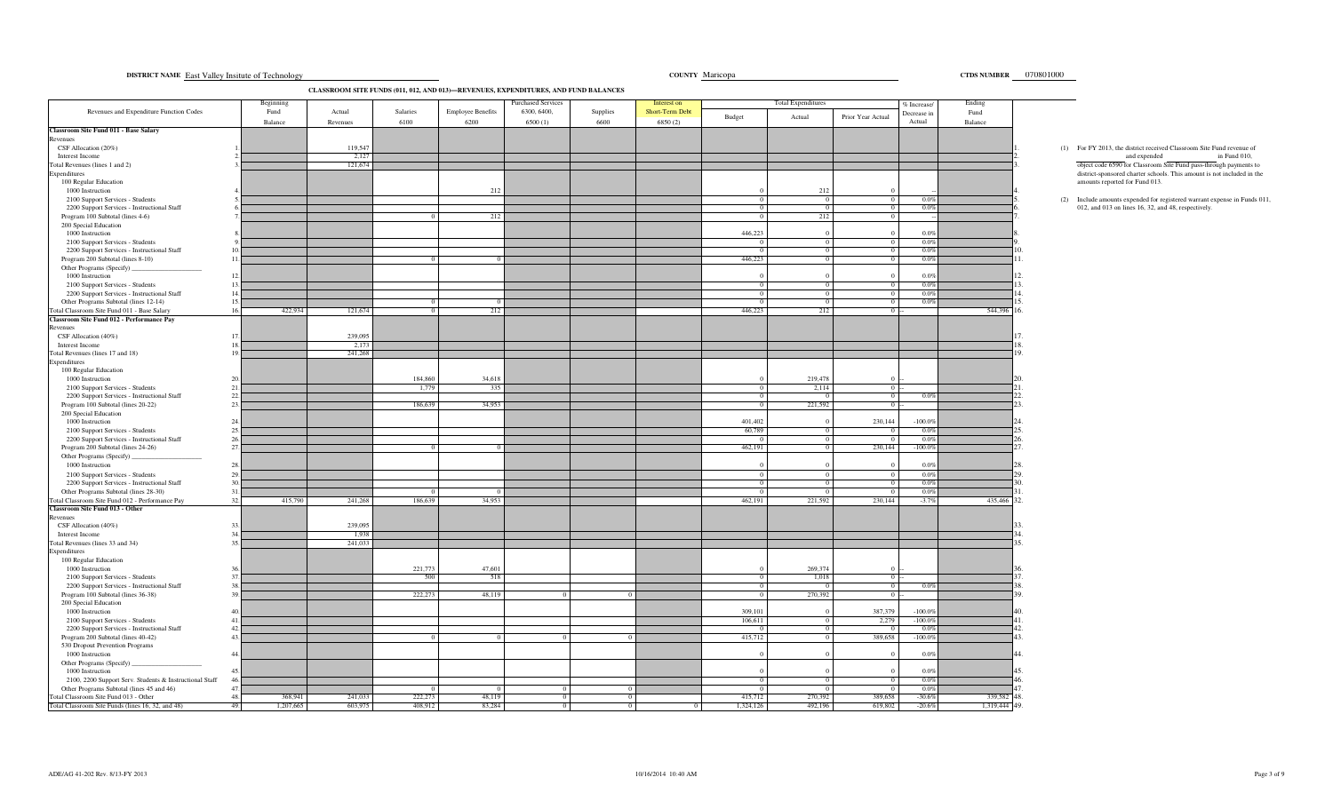**DISTRICT NAME** East Valley Insitute of Technology **COUNTY** Maricopa **CTDS NUMBER** 070801000

## CLASSROOM SITE FUNDS (011, 012, AND 013)—REVENUES, EXPENDITURES, AND FUND BALANCES

| Revenues and Expenditure Function Codes | | Beginning Fund Balance | Actual Revenues | Salaries 6100 | Employee Benefits 6200 | Purchased Services 6300, 6400, 6500 (1) | Supplies 6600 | Interest on Short-Term Debt 6850 (2) | Total Expenditures Budget | Total Expenditures Actual | Total Expenditures Prior Year Actual | % Increase/ Decrease in Actual | Ending Fund Balance | |
|---|---|---|---|---|---|---|---|---|---|---|---|---|---|---|
| **Classroom Site Fund 011 - Base Salary** | | | | | | | | | | | | | | |
| Revenues | | | | | | | | | | | | | | |
| CSF Allocation (20%) | 1. | | 119,547 | | | | | | | | | | | 1. |
| Interest Income | 2. | | 2,127 | | | | | | | | | | | 2. |
| Total Revenues (lines 1 and 2) | 3. | | 121,674 | | | | | | | | | | | 3. |
| Expenditures | | | | | | | | | | | | | | |
| 100 Regular Education | | | | | | | | | | | | | | |
| 1000 Instruction | 4. | | | | 212 | | | | 0 | 212 | 0 | -- | | 4. |
| 2100 Support Services - Students | 5. | | | | | | | | 0 | 0 | 0 | 0.0% | | 5. |
| 2200 Support Services - Instructional Staff | 6. | | | | | | | | 0 | 0 | 0 | 0.0% | | 6. |
| Program 100 Subtotal (lines 4-6) | 7. | | | 0 | 212 | | | | 0 | 212 | 0 | -- | | 7. |
| 200 Special Education | | | | | | | | | | | | | | |
| 1000 Instruction | 8. | | | | | | | | 446,223 | 0 | 0 | 0.0% | | 8. |
| 2100 Support Services - Students | 9. | | | | | | | | 0 | 0 | 0 | 0.0% | | 9. |
| 2200 Support Services - Instructional Staff | 10. | | | | | | | | 0 | 0 | 0 | 0.0% | | 10. |
| Program 200 Subtotal (lines 8-10) | 11. | | | 0 | 0 | | | | 446,223 | 0 | 0 | 0.0% | | 11. |
| Other Programs (Specify) ____________ | | | | | | | | | | | | | | |
| 1000 Instruction | 12. | | | | | | | | 0 | 0 | 0 | 0.0% | | 12. |
| 2100 Support Services - Students | 13. | | | | | | | | 0 | 0 | 0 | 0.0% | | 13. |
| 2200 Support Services - Instructional Staff | 14. | | | | | | | | 0 | 0 | 0 | 0.0% | | 14. |
| Other Programs Subtotal (lines 12-14) | 15. | | | 0 | 0 | | | | 0 | 0 | 0 | 0.0% | | 15. |
| Total Classroom Site Fund 011 - Base Salary | 16. | 422,934 | 121,674 | 0 | 212 | | | | 446,223 | 212 | 0 | -- | 544,396 | 16. |
| **Classroom Site Fund 012 - Performance Pay** | | | | | | | | | | | | | | |
| Revenues | | | | | | | | | | | | | | |
| CSF Allocation (40%) | 17. | | 239,095 | | | | | | | | | | | 17. |
| Interest Income | 18. | | 2,173 | | | | | | | | | | | 18. |
| Total Revenues (lines 17 and 18) | 19. | | 241,268 | | | | | | | | | | | 19. |
| Expenditures | | | | | | | | | | | | | | |
| 100 Regular Education | | | | | | | | | | | | | | |
| 1000 Instruction | 20. | | | 184,860 | 34,618 | | | | 0 | 219,478 | 0 | -- | | 20. |
| 2100 Support Services - Students | 21. | | | 1,779 | 335 | | | | 0 | 2,114 | 0 | -- | | 21. |
| 2200 Support Services - Instructional Staff | 22. | | | | | | | | 0 | 0 | 0 | 0.0% | | 22. |
| Program 100 Subtotal (lines 20-22) | 23. | | | 186,639 | 34,953 | | | | 0 | 221,592 | 0 | -- | | 23. |
| 200 Special Education | | | | | | | | | | | | | | |
| 1000 Instruction | 24. | | | | | | | | 401,402 | 0 | 230,144 | -100.0% | | 24. |
| 2100 Support Services - Students | 25. | | | | | | | | 60,789 | 0 | 0 | 0.0% | | 25. |
| 2200 Support Services - Instructional Staff | 26. | | | | | | | | 0 | 0 | 0 | 0.0% | | 26. |
| Program 200 Subtotal (lines 24-26) | 27. | | | 0 | 0 | | | | 462,191 | 0 | 230,144 | -100.0% | | 27. |
| Other Programs (Specify) ____________ | | | | | | | | | | | | | | |
| 1000 Instruction | 28. | | | | | | | | 0 | 0 | 0 | 0.0% | | 28. |
| 2100 Support Services - Students | 29. | | | | | | | | 0 | 0 | 0 | 0.0% | | 29. |
| 2200 Support Services - Instructional Staff | 30. | | | | | | | | 0 | 0 | 0 | 0.0% | | 30. |
| Other Programs Subtotal (lines 28-30) | 31. | | | 0 | 0 | | | | 0 | 0 | 0 | 0.0% | | 31. |
| Total Classroom Site Fund 012 - Performance Pay | 32. | 415,790 | 241,268 | 186,639 | 34,953 | | | | 462,191 | 221,592 | 230,144 | -3.7% | 435,466 | 32. |
| **Classroom Site Fund 013 - Other** | | | | | | | | | | | | | | |
| Revenues | | | | | | | | | | | | | | |
| CSF Allocation (40%) | 33. | | 239,095 | | | | | | | | | | | 33. |
| Interest Income | 34. | | 1,938 | | | | | | | | | | | 34. |
| Total Revenues (lines 33 and 34) | 35. | | 241,033 | | | | | | | | | | | 35. |
| Expenditures | | | | | | | | | | | | | | |
| 100 Regular Education | | | | | | | | | | | | | | |
| 1000 Instruction | 36. | | | 221,773 | 47,601 | | | | 0 | 269,374 | 0 | -- | | 36. |
| 2100 Support Services - Students | 37. | | | 500 | 518 | | | | 0 | 1,018 | 0 | -- | | 37. |
| 2200 Support Services - Instructional Staff | 38. | | | | | | | | 0 | 0 | 0 | 0.0% | | 38. |
| Program 100 Subtotal (lines 36-38) | 39. | | | 222,273 | 48,119 | 0 | 0 | | 0 | 270,392 | 0 | -- | | 39. |
| 200 Special Education | | | | | | | | | | | | | | |
| 1000 Instruction | 40. | | | | | | | | 309,101 | 0 | 387,379 | -100.0% | | 40. |
| 2100 Support Services - Students | 41. | | | | | | | | 106,611 | 0 | 2,279 | -100.0% | | 41. |
| 2200 Support Services - Instructional Staff | 42. | | | | | | | | 0 | 0 | 0 | 0.0% | | 42. |
| Program 200 Subtotal (lines 40-42) | 43. | | | 0 | 0 | 0 | 0 | | 415,712 | 0 | 389,658 | -100.0% | | 43. |
| 530 Dropout Prevention Programs | | | | | | | | | | | | | | |
| 1000 Instruction | 44. | | | | | | | | 0 | 0 | 0 | 0.0% | | 44. |
| Other Programs (Specify) ____________ | | | | | | | | | | | | | | |
| 1000 Instruction | 45. | | | | | | | | 0 | 0 | 0 | 0.0% | | 45. |
| 2100, 2200 Support Serv. Students & Instructional Staff | 46. | | | | | | | | 0 | 0 | 0 | 0.0% | | 46. |
| Other Programs Subtotal (lines 45 and 46) | 47. | | | 0 | 0 | 0 | 0 | | 0 | 0 | 0 | 0.0% | | 47. |
| Total Classroom Site Fund 013 - Other | 48. | 368,941 | 241,033 | 222,273 | 48,119 | 0 | 0 | | 415,712 | 270,392 | 389,658 | -30.6% | 339,582 | 48. |
| Total Classroom Site Funds (lines 16, 32, and 48) | 49. | 1,207,665 | 603,975 | 408,912 | 83,284 | 0 | 0 | 0 | 1,324,126 | 492,196 | 619,802 | -20.6% | 1,319,444 | 49. |

(1) For FY 2013, the district received Classroom Site Fund revenue of ____________ and expended ____________ in Fund 010, object code 6590 for Classroom Site Fund pass-through payments to district-sponsored charter schools. This amount is not included in the amounts reported for Fund 013.

(2) Include amounts expended for registered warrant expense in Funds 011, 012, and 013 on lines 16, 32, and 48, respectively.

ADE/AG 41-202 Rev. 8/13-FY 2013 10/16/2014 10:40 AM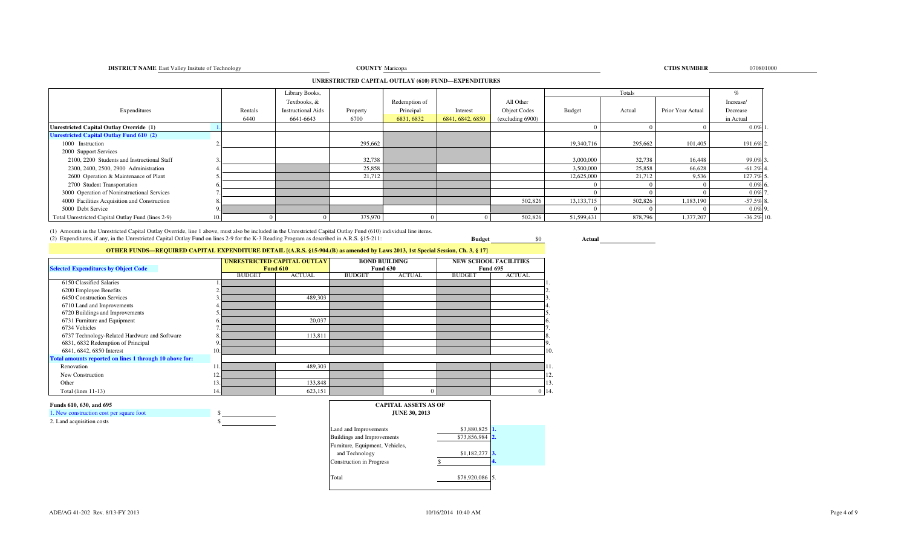**DISTRICT NAME** East Valley Insitute of Technology **COUNTY** Maricopa **CTDS NUMBER** 070801000

## UNRESTRICTED CAPITAL OUTLAY (610) FUND—EXPENDITURES

| Expenditures | | Rentals 6440 | Library Books, Textbooks, & Instructional Aids 6641-6643 | Property 6700 | Redemption of Principal 6831, 6832 | Interest 6841, 6842, 6850 | All Other Object Codes (excluding 6900) | Totals Budget | Totals Actual | Totals Prior Year Actual | % Increase/ Decrease in Actual |
|---|---|---|---|---|---|---|---|---|---|---|---|
| **Unrestricted Capital Outlay Override (1)** | 1. | | | | | | | 0 | 0 | 0 | 0.0% |
| **Unrestricted Capital Outlay Fund 610 (2)** | | | | | | | | | | | |
| 1000 Instruction | 2. | | | 295,662 | | | | 19,340,716 | 295,662 | 101,405 | 191.6% |
| 2000 Support Services | | | | | | | | | | | |
| 2100, 2200 Students and Instructional Staff | 3. | | | 32,738 | | | | 3,000,000 | 32,738 | 16,448 | 99.0% |
| 2300, 2400, 2500, 2900 Administration | 4. | | | 25,858 | | | | 3,500,000 | 25,858 | 66,628 | -61.2% |
| 2600 Operation & Maintenance of Plant | 5. | | | 21,712 | | | | 12,625,000 | 21,712 | 9,536 | 127.7% |
| 2700 Student Transportation | 6. | | | | | | | 0 | 0 | 0 | 0.0% |
| 3000 Operation of Noninstructional Services | 7. | | | | | | | 0 | 0 | 0 | 0.0% |
| 4000 Facilities Acquisition and Construction | 8. | | | | | | 502,826 | 13,133,715 | 502,826 | 1,183,190 | -57.5% |
| 5000 Debt Service | 9. | | | | | | | 0 | 0 | 0 | 0.0% |
| Total Unrestricted Capital Outlay Fund (lines 2-9) | 10. | 0 | 0 | 375,970 | 0 | 0 | 502,826 | 51,599,431 | 878,796 | 1,377,207 | -36.2% |

(1) Amounts in the Unrestricted Capital Outlay Override, line 1 above, must also be included in the Unrestricted Capital Outlay Fund (610) individual line items.
(2) Expenditures, if any, in the Unrestricted Capital Outlay Fund on lines 2-9 for the K-3 Reading Program as described in A.R.S. §15-211: **Budget** $0 **Actual**

## OTHER FUNDS—REQUIRED CAPITAL EXPENDITURE DETAIL [(A.R.S. §15-904.(B) as amended by Laws 2013, 1st Special Session, Ch. 3, § 17]

| Selected Expenditures by Object Code | | Unrestricted Capital Outlay Fund 610 BUDGET | Unrestricted Capital Outlay Fund 610 ACTUAL | Bond Building Fund 630 BUDGET | Bond Building Fund 630 ACTUAL | New School Facilities Fund 695 BUDGET | New School Facilities Fund 695 ACTUAL |
|---|---|---|---|---|---|---|---|
| 6150 Classified Salaries | 1. | | | | | | |
| 6200 Employee Benefits | 2. | | | | | | |
| 6450 Construction Services | 3. | | 489,303 | | | | |
| 6710 Land and Improvements | 4. | | | | | | |
| 6720 Buildings and Improvements | 5. | | | | | | |
| 6731 Furniture and Equipment | 6. | | 20,037 | | | | |
| 6734 Vehicles | 7. | | | | | | |
| 6737 Technology-Related Hardware and Software | 8. | | 113,811 | | | | |
| 6831, 6832 Redemption of Principal | 9. | | | | | | |
| 6841, 6842, 6850 Interest | 10. | | | | | | |
| **Total amounts reported on lines 1 through 10 above for:** | | | | | | | |
| Renovation | 11. | | 489,303 | | | | |
| New Construction | 12. | | | | | | |
| Other | 13. | | 133,848 | | | | |
| Total (lines 11-13) | 14. | | 623,151 | | 0 | | 0 |

**Funds 610, 630, and 695**

1. New construction cost per square foot $
2. Land acquisition costs $

| CAPITAL ASSETS AS OF JUNE 30, 2013 | | |
|---|---|---|
| Land and Improvements | $3,880,825 | 1. |
| Buildings and Improvements | $73,856,984 | 2. |
| Furniture, Equipment, Vehicles, and Technology | $1,182,277 | 3. |
| Construction in Progress | $ | 4. |
| Total | $78,920,086 | 5. |

ADE/AG 41-202 Rev. 8/13-FY 2013 10/16/2014 10:40 AM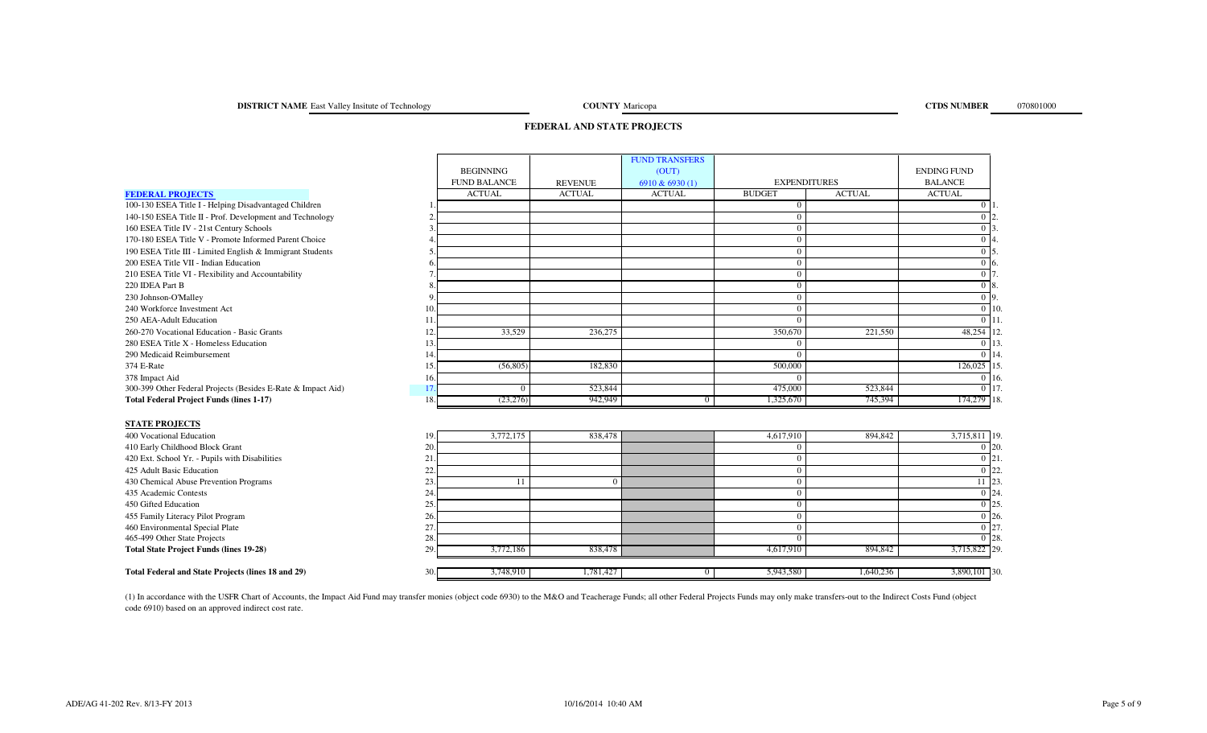**DISTRICT NAME** East Valley Insitute of Technology **COUNTY** Maricopa **CTDS NUMBER** 070801000

## FEDERAL AND STATE PROJECTS

| | | BEGINNING FUND BALANCE | REVENUE | FUND TRANSFERS (OUT) 6910 & 6930 (1) | EXPENDITURES | | ENDING FUND BALANCE | |
|---|---|---|---|---|---|---|---|---|
| | | ACTUAL | ACTUAL | ACTUAL | BUDGET | ACTUAL | ACTUAL | |
| **FEDERAL PROJECTS** | | | | | | | | |
| 100-130 ESEA Title I - Helping Disadvantaged Children | 1. | | | | 0 | | 0 | 1. |
| 140-150 ESEA Title II - Prof. Development and Technology | 2. | | | | 0 | | 0 | 2. |
| 160 ESEA Title IV - 21st Century Schools | 3. | | | | 0 | | 0 | 3. |
| 170-180 ESEA Title V - Promote Informed Parent Choice | 4. | | | | 0 | | 0 | 4. |
| 190 ESEA Title III - Limited English & Immigrant Students | 5. | | | | 0 | | 0 | 5. |
| 200 ESEA Title VII - Indian Education | 6. | | | | 0 | | 0 | 6. |
| 210 ESEA Title VI - Flexibility and Accountability | 7. | | | | 0 | | 0 | 7. |
| 220 IDEA Part B | 8. | | | | 0 | | 0 | 8. |
| 230 Johnson-O'Malley | 9. | | | | 0 | | 0 | 9. |
| 240 Workforce Investment Act | 10. | | | | 0 | | 0 | 10. |
| 250 AEA-Adult Education | 11. | | | | 0 | | 0 | 11. |
| 260-270 Vocational Education - Basic Grants | 12. | 33,529 | 236,275 | | 350,670 | 221,550 | 48,254 | 12. |
| 280 ESEA Title X - Homeless Education | 13. | | | | 0 | | 0 | 13. |
| 290 Medicaid Reimbursement | 14. | | | | 0 | | 0 | 14. |
| 374 E-Rate | 15. | (56,805) | 182,830 | | 500,000 | | 126,025 | 15. |
| 378 Impact Aid | 16. | | | | 0 | | 0 | 16. |
| 300-399 Other Federal Projects (Besides E-Rate & Impact Aid) | 17. | 0 | 523,844 | | 475,000 | 523,844 | 0 | 17. |
| **Total Federal Project Funds (lines 1-17)** | 18. | (23,276) | 942,949 | 0 | 1,325,670 | 745,394 | 174,279 | 18. |
| **STATE PROJECTS** | | | | | | | | |
| 400 Vocational Education | 19. | 3,772,175 | 838,478 | | 4,617,910 | 894,842 | 3,715,811 | 19. |
| 410 Early Childhood Block Grant | 20. | | | | 0 | | 0 | 20. |
| 420 Ext. School Yr. - Pupils with Disabilities | 21. | | | | 0 | | 0 | 21. |
| 425 Adult Basic Education | 22. | | | | 0 | | 0 | 22. |
| 430 Chemical Abuse Prevention Programs | 23. | 11 | 0 | | 0 | | 11 | 23. |
| 435 Academic Contests | 24. | | | | 0 | | 0 | 24. |
| 450 Gifted Education | 25. | | | | 0 | | 0 | 25. |
| 455 Family Literacy Pilot Program | 26. | | | | 0 | | 0 | 26. |
| 460 Environmental Special Plate | 27. | | | | 0 | | 0 | 27. |
| 465-499 Other State Projects | 28. | | | | 0 | | 0 | 28. |
| **Total State Project Funds (lines 19-28)** | 29. | 3,772,186 | 838,478 | | 4,617,910 | 894,842 | 3,715,822 | 29. |
| **Total Federal and State Projects (lines 18 and 29)** | 30. | 3,748,910 | 1,781,427 | 0 | 5,943,580 | 1,640,236 | 3,890,101 | 30. |

(1) In accordance with the USFR Chart of Accounts, the Impact Aid Fund may transfer monies (object code 6930) to the M&O and Teacherage Funds; all other Federal Projects Funds may only make transfers-out to the Indirect Costs Fund (object code 6910) based on an approved indirect cost rate.

ADE/AG 41-202 Rev. 8/13-FY 2013 10/16/2014 10:40 AM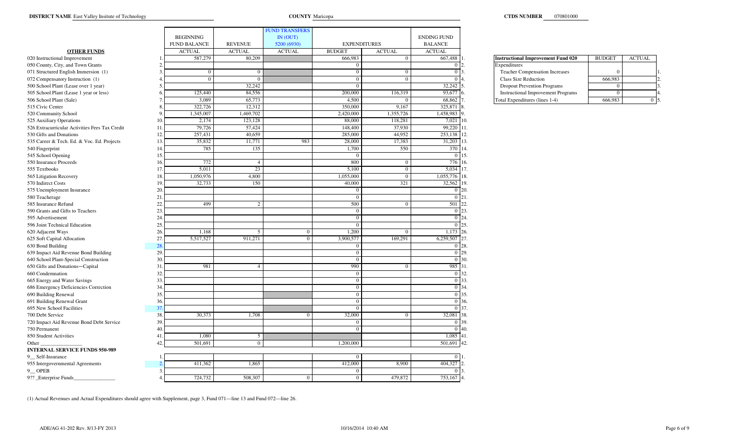**DISTRICT NAME** East Valley Insitute of Technology **COUNTY** Maricopa **CTDS NUMBER** 070801000

| OTHER FUNDS | | BEGINNING FUND BALANCE ACTUAL | REVENUE ACTUAL | FUND TRANSFERS IN (OUT) 5200 (6930) ACTUAL | EXPENDITURES BUDGET | EXPENDITURES ACTUAL | ENDING FUND BALANCE ACTUAL | |
|---|---|---|---|---|---|---|---|---|
| 020 Instructional Improvement | 1. | 587,279 | 80,209 | | 666,983 | 0 | 667,488 | 1. |
| 050 County, City, and Town Grants | 2. | | | | 0 | | 0 | 2. |
| 071 Structured English Immersion (1) | 3. | 0 | 0 | | 0 | 0 | 0 | 3. |
| 072 Compensatory Instruction (1) | 4. | 0 | 0 | | 0 | 0 | 0 | 4. |
| 500 School Plant (Lease over 1 year) | 5. | | 32,242 | | 0 | | 32,242 | 5. |
| 505 School Plant (Lease 1 year or less) | 6. | 125,440 | 84,556 | | 200,000 | 116,319 | 93,677 | 6. |
| 506 School Plant (Sale) | 7. | 3,089 | 65,773 | | 4,500 | 0 | 68,862 | 7. |
| 515 Civic Center | 8. | 322,726 | 12,312 | | 350,000 | 9,167 | 325,871 | 8. |
| 520 Community School | 9. | 1,345,007 | 1,469,702 | | 2,420,000 | 1,355,726 | 1,458,983 | 9. |
| 525 Auxiliary Operations | 10. | 2,174 | 123,128 | | 88,000 | 118,281 | 7,021 | 10. |
| 526 Extracurricular Activities Fees Tax Credit | 11. | 79,726 | 57,424 | | 148,400 | 37,930 | 99,220 | 11. |
| 530 Gifts and Donations | 12. | 257,431 | 40,659 | | 285,000 | 44,952 | 253,138 | 12. |
| 535 Career & Tech. Ed. & Voc. Ed. Projects | 13. | 35,832 | 11,771 | 983 | 28,000 | 17,383 | 31,203 | 13. |
| 540 Fingerprint | 14. | 785 | 135 | | 1,700 | 550 | 370 | 14. |
| 545 School Opening | 15. | | | | 0 | | 0 | 15. |
| 550 Insurance Proceeds | 16. | 772 | 4 | | 800 | 0 | 776 | 16. |
| 555 Textbooks | 17. | 5,011 | 23 | | 5,100 | 0 | 5,034 | 17. |
| 565 Litigation Recovery | 18. | 1,050,976 | 4,800 | | 1,055,000 | 0 | 1,055,776 | 18. |
| 570 Indirect Costs | 19. | 32,733 | 150 | | 40,000 | 321 | 32,562 | 19. |
| 575 Unemployment Insurance | 20. | | | | 0 | | 0 | 20. |
| 580 Teacherage | 21. | | | | 0 | | 0 | 21. |
| 585 Insurance Refund | 22. | 499 | 2 | | 500 | 0 | 501 | 22. |
| 590 Grants and Gifts to Teachers | 23. | | | | 0 | | 0 | 23. |
| 595 Advertisement | 24. | | | | 0 | | 0 | 24. |
| 596 Joint Technical Education | 25. | | | | 0 | | 0 | 25. |
| 620 Adjacent Ways | 26. | 1,168 | 5 | 0 | 1,200 | 0 | 1,173 | 26. |
| 625 Soft Capital Allocation | 27. | 5,517,527 | 911,271 | 0 | 3,900,577 | 169,291 | 6,259,507 | 27. |
| 630 Bond Building | 28. | | | | 0 | | 0 | 28. |
| 639 Impact Aid Revenue Bond Building | 29. | | | | 0 | | 0 | 29. |
| 640 School Plant-Special Construction | 30. | | | | 0 | | 0 | 30. |
| 650 Gifts and Donations—Capital | 31. | 981 | 4 | | 990 | 0 | 985 | 31. |
| 660 Condemnation | 32. | | | | 0 | | 0 | 32. |
| 665 Energy and Water Savings | 33. | | | | 0 | | 0 | 33. |
| 686 Emergency Deficiencies Correction | 34. | | | | 0 | | 0 | 34. |
| 690 Building Renewal | 35. | | | | 0 | | 0 | 35. |
| 691 Building Renewal Grant | 36. | | | | 0 | | 0 | 36. |
| 695 New School Facilities | 37. | | | | 0 | | 0 | 37. |
| 700 Debt Service | 38. | 30,373 | 1,708 | 0 | 32,000 | 0 | 32,081 | 38. |
| 720 Impact Aid Revenue Bond Debt Service | 39. | | | | 0 | | 0 | 39. |
| 750 Permanent | 40. | | | | 0 | | 0 | 40. |
| 850 Student Activities | 41. | 1,080 | 5 | | | | 1,085 | 41. |
| Other ________________ | 42. | 501,691 | 0 | | 1,200,000 | | 501,691 | 42. |
| **INTERNAL SERVICE FUNDS 950-989** | | | | | | | | |
| 9__ Self-Insurance | 1. | | | | 0 | | 0 | 1. |
| 955 Intergovernmental Agreements | 2. | 411,362 | 1,865 | | 412,000 | 8,900 | 404,327 | 2. |
| 9__ OPEB | 3. | | | | 0 | | 0 | 3. |
| 9?? _Enterprise Funds________________ | 4. | 724,732 | 508,307 | 0 | 0 | 479,872 | 753,167 | 4. |

| Instructional Improvement Fund 020 | BUDGET | ACTUAL | |
|---|---|---|---|
| Expenditures | | | |
| Teacher Compensation Increases | 0 | | 1. |
| Class Size Reduction | 666,983 | | 2. |
| Dropout Prevention Programs | 0 | | 3. |
| Instructional Improvement Programs | 0 | | 4. |
| Total Expenditures (lines 1-4) | 666,983 | 0 | 5. |

(1) Actual Revenues and Actual Expenditures should agree with Supplement, page 3, Fund 071—line 13 and Fund 072—line 26.

ADE/AG 41-202 Rev. 8/13-FY 2013 10/16/2014 10:40 AM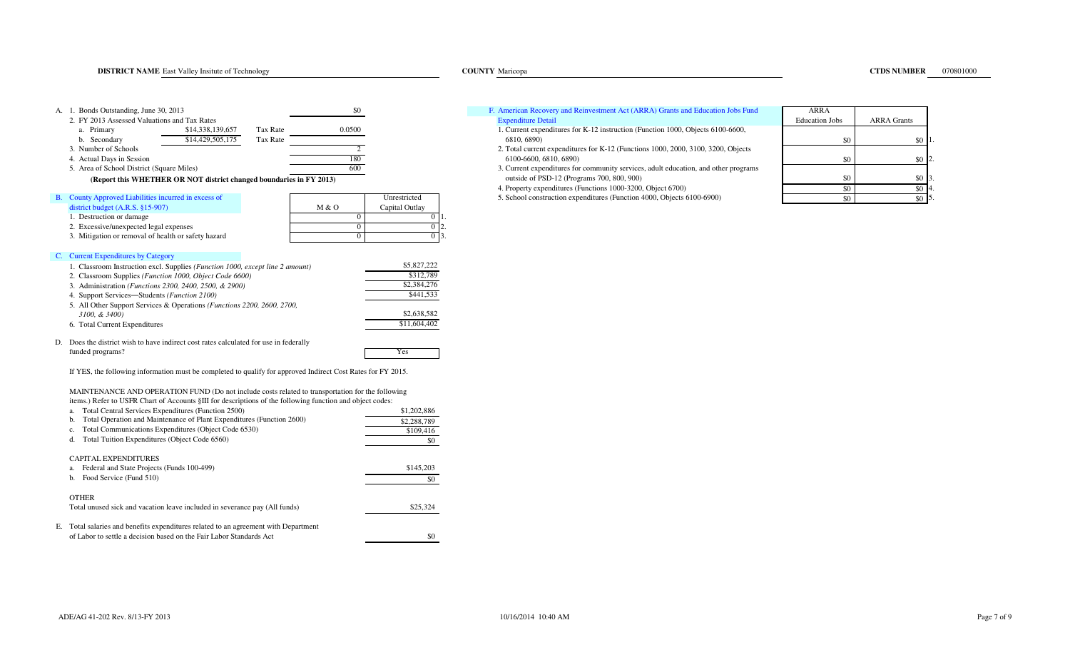**DISTRICT NAME** East Valley Insitute of Technology **COUNTY** Maricopa **CTDS NUMBER** 070801000

A. 1. Bonds Outstanding, June 30, 2013 — $0

2. FY 2013 Assessed Valuations and Tax Rates

| | Valuation | | Tax Rate |
|---|---|---|---|
| a. Primary | $14,338,139,657 | Tax Rate | 0.0500 |
| b. Secondary | $14,429,505,175 | Tax Rate | |

3. Number of Schools — 2

4. Actual Days in Session — 180

5. Area of School District (Square Miles) — 600

**(Report this WHETHER OR NOT district changed boundaries in FY 2013)**

B. County Approved Liabilities incurred in excess of district budget (A.R.S. §15-907)

| | M & O | Unrestricted Capital Outlay | |
|---|---|---|---|
| 1. Destruction or damage | 0 | 0 | 1. |
| 2. Excessive/unexpected legal expenses | 0 | 0 | 2. |
| 3. Mitigation or removal of health or safety hazard | 0 | 0 | 3. |

C. Current Expenditures by Category

| | |
|---|---|
| 1. Classroom Instruction excl. Supplies *(Function 1000, except line 2 amount)* | $5,827,222 |
| 2. Classroom Supplies *(Function 1000, Object Code 6600)* | $312,789 |
| 3. Administration *(Functions 2300, 2400, 2500, & 2900)* | $2,384,276 |
| 4. Support Services—Students *(Function 2100)* | $441,533 |
| 5. All Other Support Services & Operations *(Functions 2200, 2600, 2700, 3100, & 3400)* | $2,638,582 |
| 6. Total Current Expenditures | $11,604,402 |

D. Does the district wish to have indirect cost rates calculated for use in federally funded programs? — Yes

If YES, the following information must be completed to qualify for approved Indirect Cost Rates for FY 2015.

MAINTENANCE AND OPERATION FUND (Do not include costs related to transportation for the following items.) Refer to USFR Chart of Accounts §III for descriptions of the following function and object codes:

| | |
|---|---|
| a. Total Central Services Expenditures (Function 2500) | $1,202,886 |
| b. Total Operation and Maintenance of Plant Expenditures (Function 2600) | $2,288,789 |
| c. Total Communications Expenditures (Object Code 6530) | $109,416 |
| d. Total Tuition Expenditures (Object Code 6560) | $0 |

CAPITAL EXPENDITURES

| | |
|---|---|
| a. Federal and State Projects (Funds 100-499) | $145,203 |
| b. Food Service (Fund 510) | $0 |

OTHER

| | |
|---|---|
| Total unused sick and vacation leave included in severance pay (All funds) | $25,324 |

E. Total salaries and benefits expenditures related to an agreement with Department of Labor to settle a decision based on the Fair Labor Standards Act — $0

F. American Recovery and Reinvestment Act (ARRA) Grants and Education Jobs Fund Expenditure Detail

| | ARRA Education Jobs | ARRA Grants | |
|---|---|---|---|
| 1. Current expenditures for K-12 instruction (Function 1000, Objects 6100-6600, 6810, 6890) | $0 | $0 | 1. |
| 2. Total current expenditures for K-12 (Functions 1000, 2000, 3100, 3200, Objects 6100-6600, 6810, 6890) | $0 | $0 | 2. |
| 3. Current expenditures for community services, adult education, and other programs outside of PSD-12 (Programs 700, 800, 900) | $0 | $0 | 3. |
| 4. Property expenditures (Functions 1000-3200, Object 6700) | $0 | $0 | 4. |
| 5. School construction expenditures (Function 4000, Objects 6100-6900) | $0 | $0 | 5. |

ADE/AG 41-202 Rev. 8/13-FY 2013 10/16/2014 10:40 AM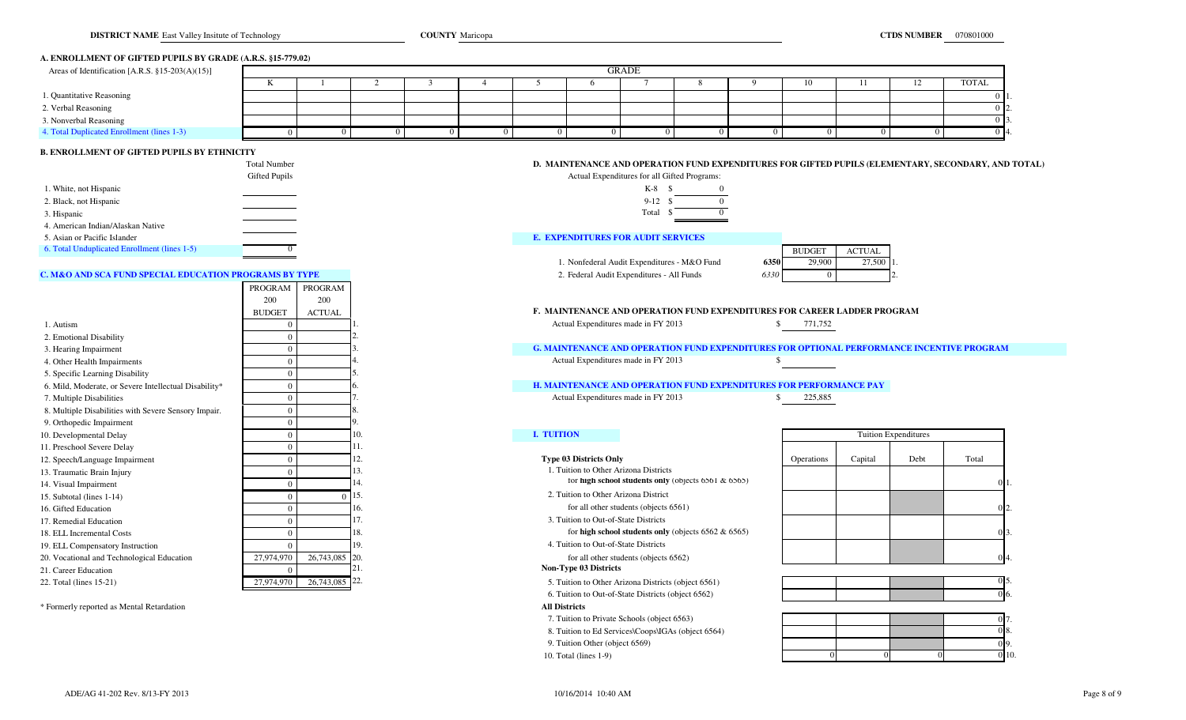**DISTRICT NAME** East Valley Insitute of Technology **COUNTY** Maricopa **CTDS NUMBER** 070801000

## A. ENROLLMENT OF GIFTED PUPILS BY GRADE (A.R.S. §15-779.02)

| Areas of Identification [A.R.S. §15-203(A)(15)] | K | 1 | 2 | 3 | 4 | 5 | 6 | 7 | 8 | 9 | 10 | 11 | 12 | TOTAL | |
|---|---|---|---|---|---|---|---|---|---|---|---|---|---|---|---|
| 1. Quantitative Reasoning | | | | | | | | | | | | | | 0 | 1. |
| 2. Verbal Reasoning | | | | | | | | | | | | | | 0 | 2. |
| 3. Nonverbal Reasoning | | | | | | | | | | | | | | 0 | 3. |
| 4. Total Duplicated Enrollment (lines 1-3) | 0 | 0 | 0 | 0 | 0 | 0 | 0 | 0 | 0 | 0 | 0 | 0 | 0 | 0 | 4. |

## B. ENROLLMENT OF GIFTED PUPILS BY ETHNICITY

| | Total Number Gifted Pupils |
|---|---|
| 1. White, not Hispanic | |
| 2. Black, not Hispanic | |
| 3. Hispanic | |
| 4. American Indian/Alaskan Native | |
| 5. Asian or Pacific Islander | |
| 6. Total Unduplicated Enrollment (lines 1-5) | 0 |

## C. M&O AND SCA FUND SPECIAL EDUCATION PROGRAMS BY TYPE

| | PROGRAM 200 BUDGET | PROGRAM 200 ACTUAL | |
|---|---|---|---|
| 1. Autism | 0 | | 1. |
| 2. Emotional Disability | 0 | | 2. |
| 3. Hearing Impairment | 0 | | 3. |
| 4. Other Health Impairments | 0 | | 4. |
| 5. Specific Learning Disability | 0 | | 5. |
| 6. Mild, Moderate, or Severe Intellectual Disability* | 0 | | 6. |
| 7. Multiple Disabilities | 0 | | 7. |
| 8. Multiple Disabilities with Severe Sensory Impair. | 0 | | 8. |
| 9. Orthopedic Impairment | 0 | | 9. |
| 10. Developmental Delay | 0 | | 10. |
| 11. Preschool Severe Delay | 0 | | 11. |
| 12. Speech/Language Impairment | 0 | | 12. |
| 13. Traumatic Brain Injury | 0 | | 13. |
| 14. Visual Impairment | 0 | | 14. |
| 15. Subtotal (lines 1-14) | 0 | 0 | 15. |
| 16. Gifted Education | 0 | | 16. |
| 17. Remedial Education | 0 | | 17. |
| 18. ELL Incremental Costs | 0 | | 18. |
| 19. ELL Compensatory Instruction | 0 | | 19. |
| 20. Vocational and Technological Education | 27,974,970 | 26,743,085 | 20. |
| 21. Career Education | 0 | | 21. |
| 22. Total (lines 15-21) | 27,974,970 | 26,743,085 | 22. |

\* Formerly reported as Mental Retardation

## D. MAINTENANCE AND OPERATION FUND EXPENDITURES FOR GIFTED PUPILS (ELEMENTARY, SECONDARY, AND TOTAL)

Actual Expenditures for all Gifted Programs:

| | |
|---|---|
| K-8 | $ 0 |
| 9-12 | $ 0 |
| Total | $ 0 |

## E. EXPENDITURES FOR AUDIT SERVICES

| | | BUDGET | ACTUAL | |
|---|---|---|---|---|
| 1. Nonfederal Audit Expenditures - M&O Fund | 6350 | 29,900 | 27,500 | 1. |
| 2. Federal Audit Expenditures - All Funds | 6330 | 0 | | 2. |

## F. MAINTENANCE AND OPERATION FUND EXPENDITURES FOR CAREER LADDER PROGRAM

Actual Expenditures made in FY 2013 $ 771,752

## G. MAINTENANCE AND OPERATION FUND EXPENDITURES FOR OPTIONAL PERFORMANCE INCENTIVE PROGRAM

Actual Expenditures made in FY 2013 $

## H. MAINTENANCE AND OPERATION FUND EXPENDITURES FOR PERFORMANCE PAY

Actual Expenditures made in FY 2013 $ 225,885

## I. TUITION

| | Tuition Expenditures: Operations | Capital | Debt | Total | |
|---|---|---|---|---|---|
| **Type 03 Districts Only** | | | | | |
| 1. Tuition to Other Arizona Districts for **high school students only** (objects 6561 & 6565) | | | | 0 | 1. |
| 2. Tuition to Other Arizona District for all other students (objects 6561) | | | | 0 | 2. |
| 3. Tuition to Out-of-State Districts for **high school students only** (objects 6562 & 6565) | | | | 0 | 3. |
| 4. Tuition to Out-of-State Districts for all other students (objects 6562) | | | | 0 | 4. |
| **Non-Type 03 Districts** | | | | | |
| 5. Tuition to Other Arizona Districts (object 6561) | | | | 0 | 5. |
| 6. Tuition to Out-of-State Districts (object 6562) | | | | 0 | 6. |
| **All Districts** | | | | | |
| 7. Tuition to Private Schools (object 6563) | | | | 0 | 7. |
| 8. Tuition to Ed Services\Coops\IGAs (object 6564) | | | | 0 | 8. |
| 9. Tuition Other (object 6569) | | | | 0 | 9. |
| 10. Total (lines 1-9) | 0 | 0 | 0 | 0 | 10. |

ADE/AG 41-202 Rev. 8/13-FY 2013 10/16/2014 10:40 AM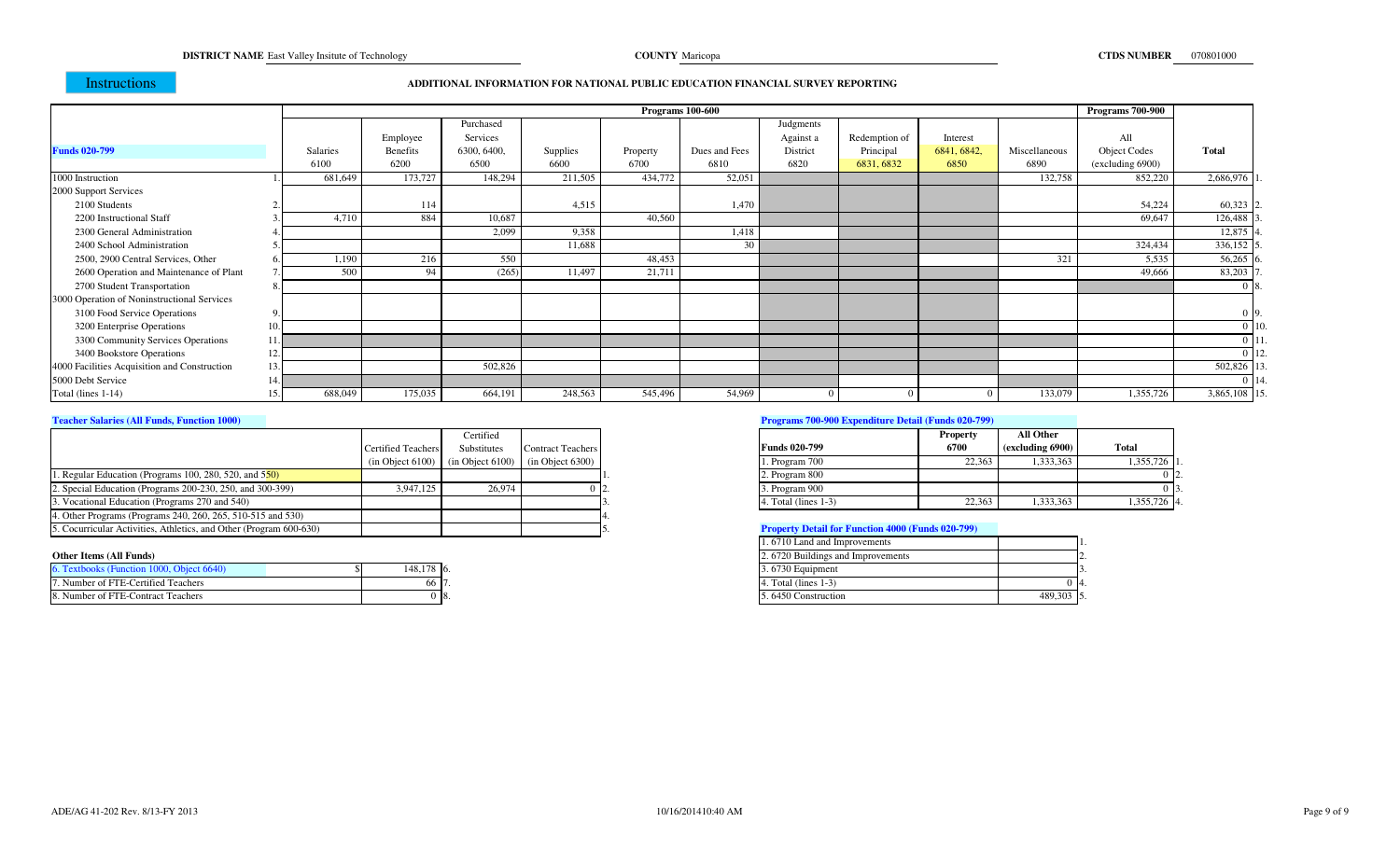**DISTRICT NAME** East Valley Insitute of Technology **COUNTY** Maricopa **CTDS NUMBER** 070801000

Instructions

## ADDITIONAL INFORMATION FOR NATIONAL PUBLIC EDUCATION FINANCIAL SURVEY REPORTING

| Funds 020-799 | | Programs 100-600 | | | | | | | | | | Programs 700-900 | |
|---|---|---|---|---|---|---|---|---|---|---|---|---|---|
| | | Salaries 6100 | Employee Benefits 6200 | Purchased Services 6300, 6400, 6500 | Supplies 6600 | Property 6700 | Dues and Fees 6810 | Judgments Against a District 6820 | Redemption of Principal 6831, 6832 | Interest 6841, 6842, 6850 | Miscellaneous 6890 | All Object Codes (excluding 6900) | Total |
| 1000 Instruction | 1. | 681,649 | 173,727 | 148,294 | 211,505 | 434,772 | 52,051 | | | | 132,758 | 852,220 | 2,686,976 1. |
| 2000 Support Services | | | | | | | | | | | | | |
| 2100 Students | 2. | | 114 | | 4,515 | | 1,470 | | | | | 54,224 | 60,323 2. |
| 2200 Instructional Staff | 3. | 4,710 | 884 | 10,687 | | 40,560 | | | | | | 69,647 | 126,488 3. |
| 2300 General Administration | 4. | | | 2,099 | 9,358 | | 1,418 | | | | | | 12,875 4. |
| 2400 School Administration | 5. | | | | 11,688 | | 30 | | | | | 324,434 | 336,152 5. |
| 2500, 2900 Central Services, Other | 6. | 1,190 | 216 | 550 | | 48,453 | | | | | 321 | 5,535 | 56,265 6. |
| 2600 Operation and Maintenance of Plant | 7. | 500 | 94 | (265) | 11,497 | 21,711 | | | | | | 49,666 | 83,203 7. |
| 2700 Student Transportation | 8. | | | | | | | | | | | | 0 8. |
| 3000 Operation of Noninstructional Services | | | | | | | | | | | | | |
| 3100 Food Service Operations | 9. | | | | | | | | | | | | 0 9. |
| 3200 Enterprise Operations | 10. | | | | | | | | | | | | 0 10. |
| 3300 Community Services Operations | 11. | | | | | | | | | | | | 0 11. |
| 3400 Bookstore Operations | 12. | | | | | | | | | | | | 0 12. |
| 4000 Facilities Acquisition and Construction | 13. | | | 502,826 | | | | | | | | | 502,826 13. |
| 5000 Debt Service | 14. | | | | | | | | | | | | 0 14. |
| Total (lines 1-14) | 15. | 688,049 | 175,035 | 664,191 | 248,563 | 545,496 | 54,969 | 0 | 0 | 0 | 133,079 | 1,355,726 | 3,865,108 15. |

### Teacher Salaries (All Funds, Function 1000)

| | Certified Teachers (in Object 6100) | Certified Substitutes (in Object 6100) | Contract Teachers (in Object 6300) | |
|---|---|---|---|---|
| 1. Regular Education (Programs 100, 280, 520, and 550) | | | | 1. |
| 2. Special Education (Programs 200-230, 250, and 300-399) | 3,947,125 | 26,974 | 0 | 2. |
| 3. Vocational Education (Programs 270 and 540) | | | | 3. |
| 4. Other Programs (Programs 240, 260, 265, 510-515 and 530) | | | | 4. |
| 5. Cocurricular Activities, Athletics, and Other (Program 600-630) | | | | 5. |

### Other Items (All Funds)

| | | |
|---|---|---|
| 6. Textbooks (Function 1000, Object 6640) | $ 148,178 | 6. |
| 7. Number of FTE-Certified Teachers | 66 | 7. |
| 8. Number of FTE-Contract Teachers | 0 | 8. |

### Programs 700-900 Expenditure Detail (Funds 020-799)

| Funds 020-799 | Property 6700 | All Other (excluding 6900) | Total | |
|---|---|---|---|---|
| 1. Program 700 | 22,363 | 1,333,363 | 1,355,726 | 1. |
| 2. Program 800 | | | 0 | 2. |
| 3. Program 900 | | | 0 | 3. |
| 4. Total (lines 1-3) | 22,363 | 1,333,363 | 1,355,726 | 4. |

### Property Detail for Function 4000 (Funds 020-799)

| | | |
|---|---|---|
| 1. 6710 Land and Improvements | | 1. |
| 2. 6720 Buildings and Improvements | | 2. |
| 3. 6730 Equipment | | 3. |
| 4. Total (lines 1-3) | 0 | 4. |
| 5. 6450 Construction | 489,303 | 5. |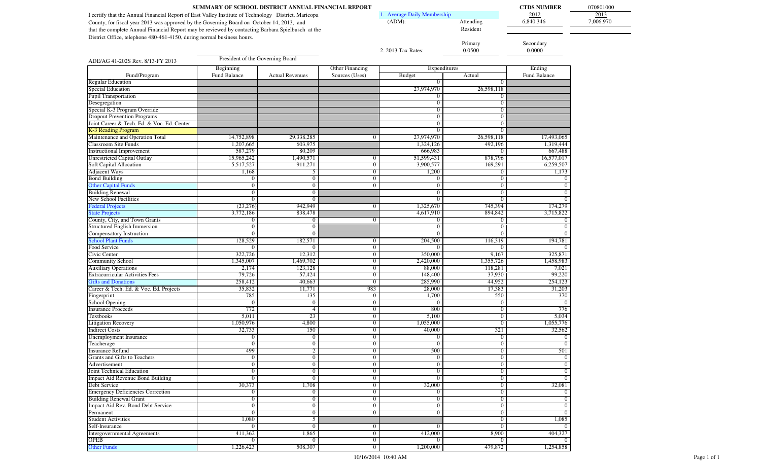# SUMMARY OF SCHOOL DISTRICT ANNUAL FINANCIAL REPORT

I certify that the Annual Financial Report of East Valley Institute of Technology District, Maricopa County, for fiscal year 2013 was approved by the Governing Board on October 14, 2013, and that the complete Annual Financial Report may be reviewed by contacting Barbara Spielbusch at the District Office, telephone 480-461-4150, during normal business hours.

President of the Governing Board

ADE/AG 41-202S Rev. 8/13-FY 2013

CTDS NUMBER 070801000

| 1. Average Daily Membership (ADM): | | 2012 | 2013 |
|---|---|---|---|
| | Attending | 6,840.346 | 7,006.970 |
| | Resident | | |

| 2. 2013 Tax Rates: | Primary | Secondary |
|---|---|---|
| | 0.0500 | 0.0000 |

| Fund/Program | Beginning Fund Balance | Actual Revenues | Other Financing Sources (Uses) | Expenditures Budget | Expenditures Actual | Ending Fund Balance |
|---|---|---|---|---|---|---|
| Regular Education | | | | 0 | 0 | |
| Special Education | | | | 27,974,970 | 26,598,118 | |
| Pupil Transportation | | | | 0 | 0 | |
| Desegregation | | | | 0 | 0 | |
| Special K-3 Program Override | | | | 0 | 0 | |
| Dropout Prevention Programs | | | | 0 | 0 | |
| Joint Career & Tech. Ed. & Voc. Ed. Center | | | | 0 | 0 | |
| K-3 Reading Program | | | | 0 | 0 | |
| Maintenance and Operation Total | 14,752,898 | 29,338,285 | 0 | 27,974,970 | 26,598,118 | 17,493,065 |
| Classroom Site Funds | 1,207,665 | 603,975 | | 1,324,126 | 492,196 | 1,319,444 |
| Instructional Improvement | 587,279 | 80,209 | | 666,983 | 0 | 667,488 |
| Unrestricted Capital Outlay | 15,965,242 | 1,490,571 | 0 | 51,599,431 | 878,796 | 16,577,017 |
| Soft Capital Allocation | 5,517,527 | 911,271 | 0 | 3,900,577 | 169,291 | 6,259,507 |
| Adjacent Ways | 1,168 | 5 | 0 | 1,200 | 0 | 1,173 |
| Bond Building | 0 | 0 | 0 | 0 | 0 | 0 |
| Other Capital Funds | 0 | 0 | 0 | 0 | 0 | 0 |
| Building Renewal | 0 | 0 | | 0 | 0 | 0 |
| New School Facilities | 0 | 0 | | 0 | 0 | 0 |
| Federal Projects | (23,276) | 942,949 | 0 | 1,325,670 | 745,394 | 174,279 |
| State Projects | 3,772,186 | 838,478 | | 4,617,910 | 894,842 | 3,715,822 |
| County, City, and Town Grants | 0 | 0 | 0 | 0 | 0 | 0 |
| Structured English Immersion | 0 | 0 | | 0 | 0 | 0 |
| Compensatory Instruction | 0 | 0 | | 0 | 0 | 0 |
| School Plant Funds | 128,529 | 182,571 | 0 | 204,500 | 116,319 | 194,781 |
| Food Service | 0 | 0 | 0 | 0 | 0 | 0 |
| Civic Center | 322,726 | 12,312 | 0 | 350,000 | 9,167 | 325,871 |
| Community School | 1,345,007 | 1,469,702 | 0 | 2,420,000 | 1,355,726 | 1,458,983 |
| Auxiliary Operations | 2,174 | 123,128 | 0 | 88,000 | 118,281 | 7,021 |
| Extracurricular Activities Fees | 79,726 | 57,424 | 0 | 148,400 | 37,930 | 99,220 |
| Gifts and Donations | 258,412 | 40,663 | 0 | 285,990 | 44,952 | 254,123 |
| Career & Tech. Ed. & Voc. Ed. Projects | 35,832 | 11,771 | 983 | 28,000 | 17,383 | 31,203 |
| Fingerprint | 785 | 135 | 0 | 1,700 | 550 | 370 |
| School Opening | 0 | 0 | 0 | 0 | 0 | 0 |
| Insurance Proceeds | 772 | 4 | 0 | 800 | 0 | 776 |
| Textbooks | 5,011 | 23 | 0 | 5,100 | 0 | 5,034 |
| Litigation Recovery | 1,050,976 | 4,800 | 0 | 1,055,000 | 0 | 1,055,776 |
| Indirect Costs | 32,733 | 150 | 0 | 40,000 | 321 | 32,562 |
| Unemployment Insurance | 0 | 0 | 0 | 0 | 0 | 0 |
| Teacherage | 0 | 0 | 0 | 0 | 0 | 0 |
| Insurance Refund | 499 | 2 | 0 | 500 | 0 | 501 |
| Grants and Gifts to Teachers | 0 | 0 | 0 | 0 | 0 | 0 |
| Advertisement | 0 | 0 | 0 | 0 | 0 | 0 |
| Joint Technical Education | 0 | 0 | 0 | 0 | 0 | 0 |
| Impact Aid Revenue Bond Building | 0 | 0 | 0 | 0 | 0 | 0 |
| Debt Service | 30,373 | 1,708 | 0 | 32,000 | 0 | 32,081 |
| Emergency Deficiencies Correction | 0 | 0 | 0 | 0 | 0 | 0 |
| Building Renewal Grant | 0 | 0 | 0 | 0 | 0 | 0 |
| Impact Aid Rev. Bond Debt Service | 0 | 0 | 0 | 0 | 0 | 0 |
| Permanent | 0 | 0 | 0 | 0 | 0 | 0 |
| Student Activities | 1,080 | 5 | | | 0 | 1,085 |
| Self-Insurance | 0 | 0 | 0 | 0 | 0 | 0 |
| Intergovernmental Agreements | 411,362 | 1,865 | 0 | 412,000 | 8,900 | 404,327 |
| OPEB | 0 | 0 | 0 | 0 | 0 | 0 |
| Other Funds | 1,226,423 | 508,307 | 0 | 1,200,000 | 479,872 | 1,254,858 |

10/16/2014 10:40 AM